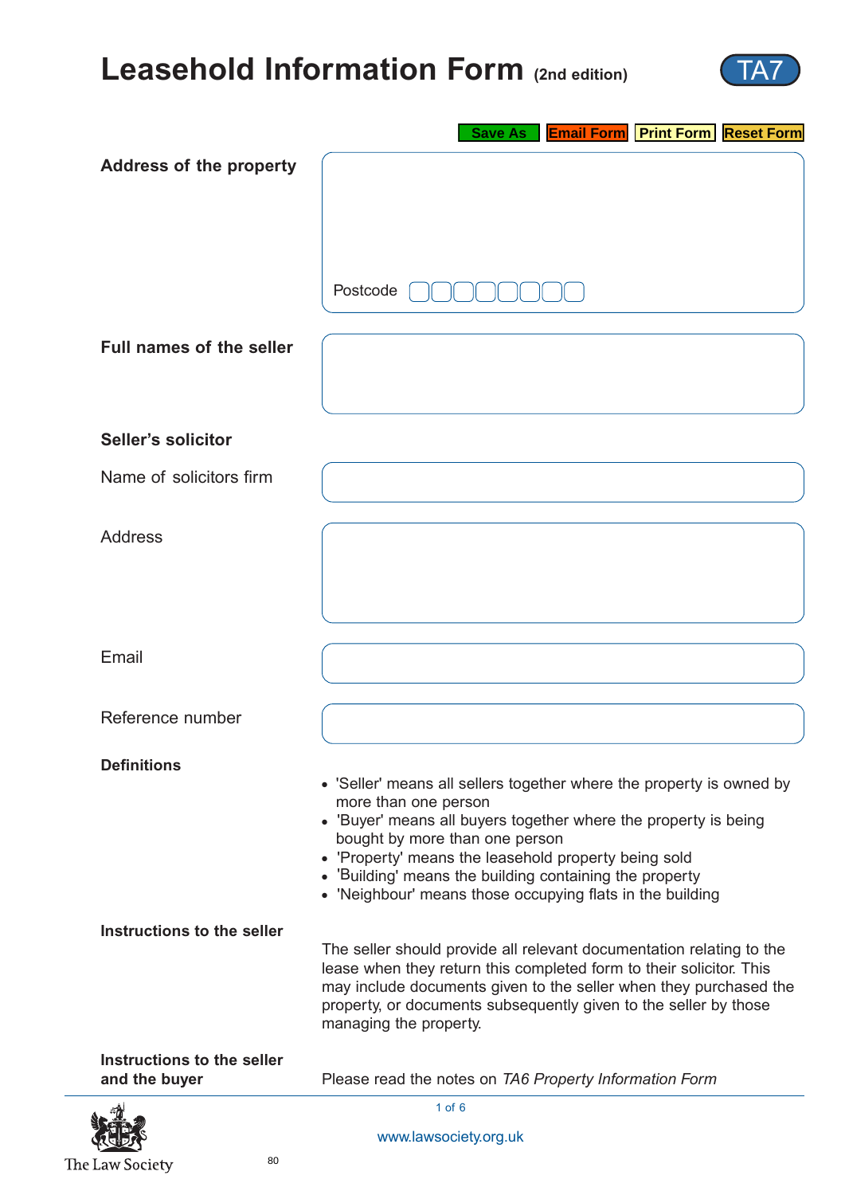# Leasehold Information Form (2nd edition)

TA7

**Address of the property**

Postcode

**Full names of the seller**

**Seller's solicitor**

Name of solicitors firm

Address

Email

Reference number

**Definitions**

- 'Seller' means all sellers together where the property is owned by more than one person
- 'Buyer' means all buyers together where the property is being bought by more than one person
- 'Property' means the leasehold property being sold
- 'Building' means the building containing the property
- 'Neighbour' means those occupying flats in the building

**Instructions to the seller**

The seller should provide all relevant documentation relating to the lease when they return this completed form to their solicitor. This may include documents given to the seller when they purchased the property, or documents subsequently given to the seller by those managing the property.

**Instructions to the seller and the buyer**

Please read the notes on *TA6 Property Information Form*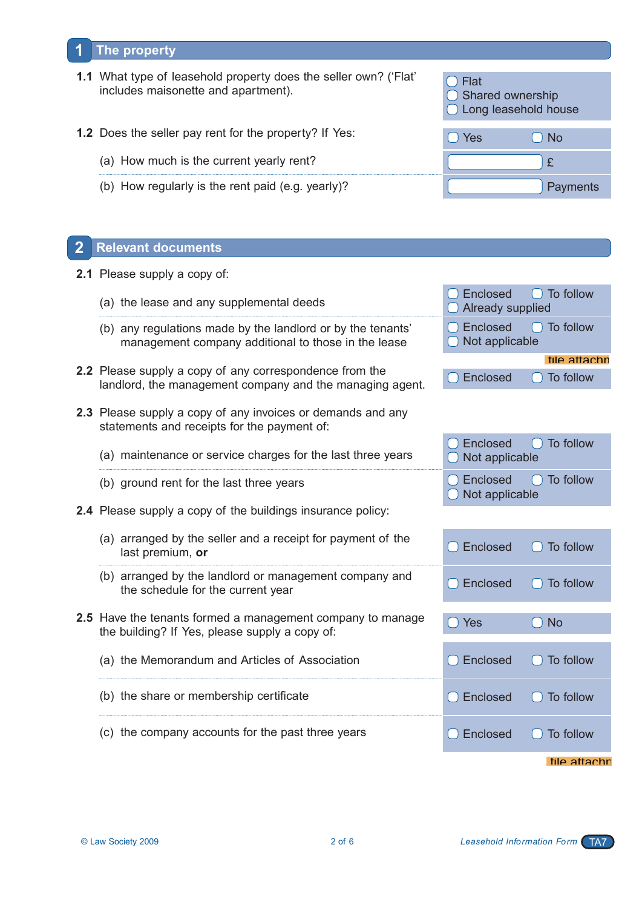## 1 The property

| Question | Response |
|---|---|
| **1.1** What type of leasehold property does the seller own? ('Flat' includes maisonette and apartment). | ☐ Flat<br>☐ Shared ownership<br>☐ Long leasehold house |
| **1.2** Does the seller pay rent for the property? If Yes: | ☐ Yes ☐ No |
| (a) How much is the current yearly rent? | £ |
| (b) How regularly is the rent paid (e.g. yearly)? | Payments |

## 2 Relevant documents

| Question | Response |
|---|---|
| **2.1** Please supply a copy of: | |
| (a) the lease and any supplemental deeds | ☐ Enclosed ☐ To follow<br>☐ Already supplied |
| (b) any regulations made by the landlord or by the tenants' management company additional to those in the lease | ☐ Enclosed ☐ To follow<br>☐ Not applicable |
| **2.2** Please supply a copy of any correspondence from the landlord, the management company and the managing agent. | ☐ Enclosed ☐ To follow |
| **2.3** Please supply a copy of any invoices or demands and any statements and receipts for the payment of: | |
| (a) maintenance or service charges for the last three years | ☐ Enclosed ☐ To follow<br>☐ Not applicable |
| (b) ground rent for the last three years | ☐ Enclosed ☐ To follow<br>☐ Not applicable |
| **2.4** Please supply a copy of the buildings insurance policy: | |
| (a) arranged by the seller and a receipt for payment of the last premium, **or** | ☐ Enclosed ☐ To follow |
| (b) arranged by the landlord or management company and the schedule for the current year | ☐ Enclosed ☐ To follow |
| **2.5** Have the tenants formed a management company to manage the building? If Yes, please supply a copy of: | ☐ Yes ☐ No |
| (a) the Memorandum and Articles of Association | ☐ Enclosed ☐ To follow |
| (b) the share or membership certificate | ☐ Enclosed ☐ To follow |
| (c) the company accounts for the past three years | ☐ Enclosed ☐ To follow |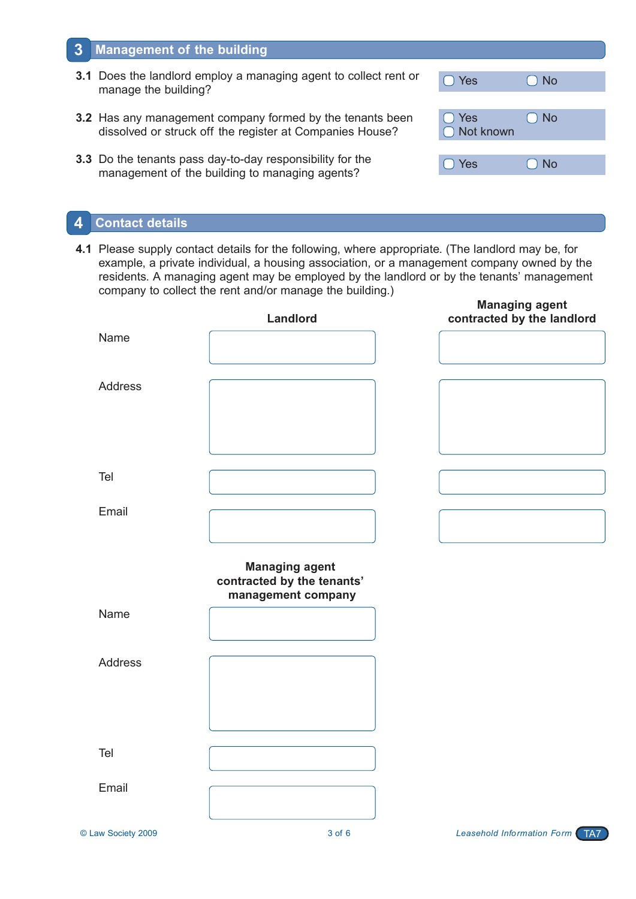## 3 Management of the building

**3.1** Does the landlord employ a managing agent to collect rent or manage the building?

☐ Yes ☐ No

**3.2** Has any management company formed by the tenants been dissolved or struck off the register at Companies House?

☐ Yes ☐ No
☐ Not known

**3.3** Do the tenants pass day-to-day responsibility for the management of the building to managing agents?

☐ Yes ☐ No

## 4 Contact details

**4.1** Please supply contact details for the following, where appropriate. (The landlord may be, for example, a private individual, a housing association, or a management company owned by the residents. A managing agent may be employed by the landlord or by the tenants' management company to collect the rent and/or manage the building.)

| | **Landlord** | **Managing agent contracted by the landlord** |
|---|---|---|
| Name | | |
| Address | | |
| Tel | | |
| Email | | |

| | **Managing agent contracted by the tenants' management company** |
|---|---|
| Name | |
| Address | |
| Tel | |
| Email | |

© Law Society 2009

*Leasehold Information Form* TA7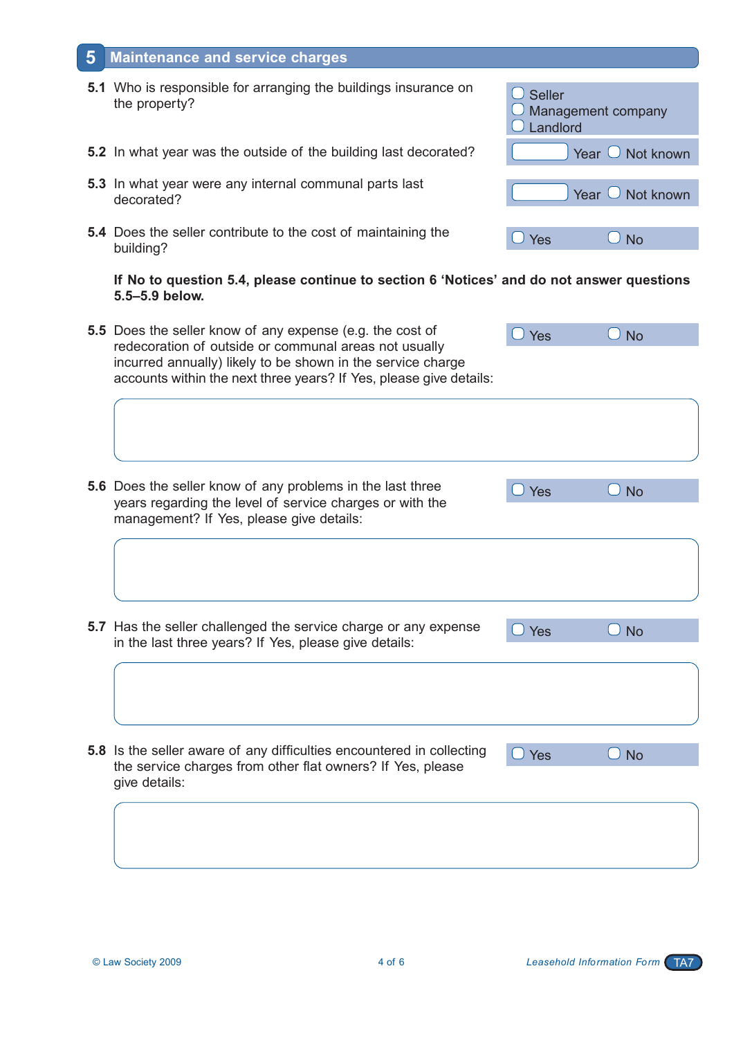## 5 Maintenance and service charges

**5.1** Who is responsible for arranging the buildings insurance on the property?

☐ Seller
☐ Management company
☐ Landlord

**5.2** In what year was the outside of the building last decorated?

☐ Year ☐ Not known

**5.3** In what year were any internal communal parts last decorated?

☐ Year ☐ Not known

**5.4** Does the seller contribute to the cost of maintaining the building?

☐ Yes ☐ No

**If No to question 5.4, please continue to section 6 'Notices' and do not answer questions 5.5–5.9 below.**

**5.5** Does the seller know of any expense (e.g. the cost of redecoration of outside or communal areas not usually incurred annually) likely to be shown in the service charge accounts within the next three years? If Yes, please give details:

☐ Yes ☐ No

**5.6** Does the seller know of any problems in the last three years regarding the level of service charges or with the management? If Yes, please give details:

☐ Yes ☐ No

**5.7** Has the seller challenged the service charge or any expense in the last three years? If Yes, please give details:

☐ Yes ☐ No

**5.8** Is the seller aware of any difficulties encountered in collecting the service charges from other flat owners? If Yes, please give details:

☐ Yes ☐ No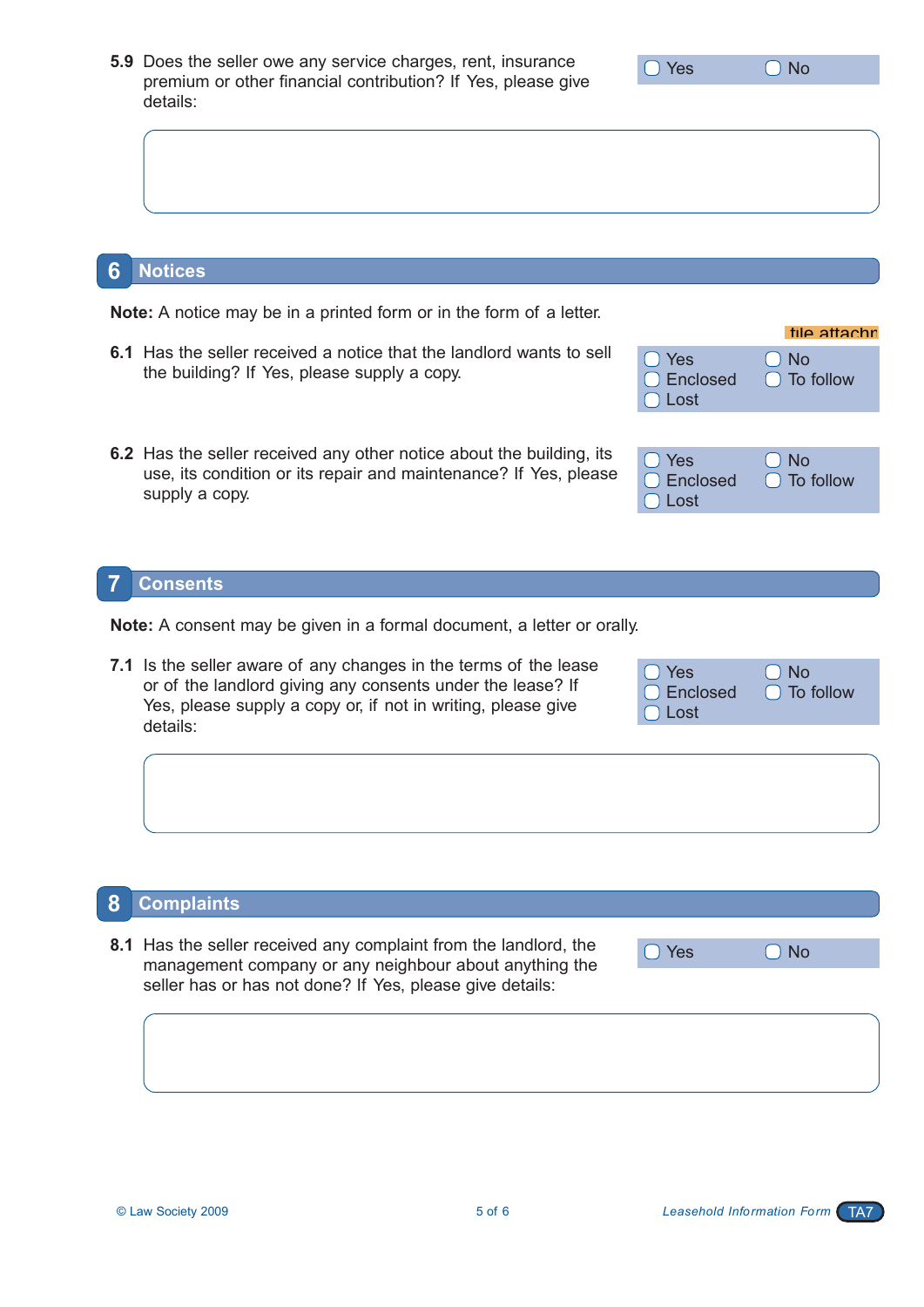**5.9** Does the seller owe any service charges, rent, insurance premium or other financial contribution? If Yes, please give details:

- ☐ Yes
- ☐ No

## 6 Notices

**Note:** A notice may be in a printed form or in the form of a letter.

file attachr

**6.1** Has the seller received a notice that the landlord wants to sell the building? If Yes, please supply a copy.

- ☐ Yes
- ☐ No
- ☐ Enclosed
- ☐ To follow
- ☐ Lost

**6.2** Has the seller received any other notice about the building, its use, its condition or its repair and maintenance? If Yes, please supply a copy.

- ☐ Yes
- ☐ No
- ☐ Enclosed
- ☐ To follow
- ☐ Lost

## 7 Consents

**Note:** A consent may be given in a formal document, a letter or orally.

**7.1** Is the seller aware of any changes in the terms of the lease or of the landlord giving any consents under the lease? If Yes, please supply a copy or, if not in writing, please give details:

- ☐ Yes
- ☐ No
- ☐ Enclosed
- ☐ To follow
- ☐ Lost

## 8 Complaints

**8.1** Has the seller received any complaint from the landlord, the management company or any neighbour about anything the seller has or has not done? If Yes, please give details:

- ☐ Yes
- ☐ No

© Law Society 2009

*Leasehold Information Form* TA7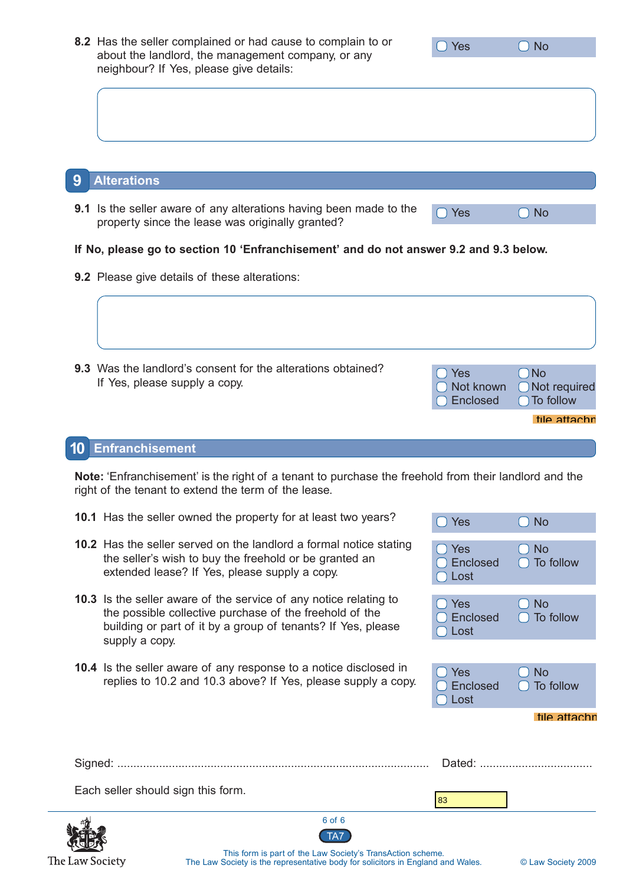**8.2** Has the seller complained or had cause to complain to or about the landlord, the management company, or any neighbour? If Yes, please give details:

☐ Yes ☐ No

## 9 Alterations

**9.1** Is the seller aware of any alterations having been made to the property since the lease was originally granted?

☐ Yes ☐ No

**If No, please go to section 10 ‘Enfranchisement’ and do not answer 9.2 and 9.3 below.**

**9.2** Please give details of these alterations:

**9.3** Was the landlord’s consent for the alterations obtained? If Yes, please supply a copy.

☐ Yes ☐ No
☐ Not known ☐ Not required
☐ Enclosed ☐ To follow

file attachn

## 10 Enfranchisement

**Note:** ‘Enfranchisement’ is the right of a tenant to purchase the freehold from their landlord and the right of the tenant to extend the term of the lease.

**10.1** Has the seller owned the property for at least two years?

☐ Yes ☐ No

**10.2** Has the seller served on the landlord a formal notice stating the seller’s wish to buy the freehold or be granted an extended lease? If Yes, please supply a copy.

☐ Yes ☐ No
☐ Enclosed ☐ To follow
☐ Lost

**10.3** Is the seller aware of the service of any notice relating to the possible collective purchase of the freehold of the building or part of it by a group of tenants? If Yes, please supply a copy.

☐ Yes ☐ No
☐ Enclosed ☐ To follow
☐ Lost

**10.4** Is the seller aware of any response to a notice disclosed in replies to 10.2 and 10.3 above? If Yes, please supply a copy.

☐ Yes ☐ No
☐ Enclosed ☐ To follow
☐ Lost

file attachn

Signed: ................................................................................................ Dated: ..................................

Each seller should sign this form.

83

TA7

This form is part of the Law Society’s TransAction scheme.
The Law Society is the representative body for solicitors in England and Wales.

© Law Society 2009